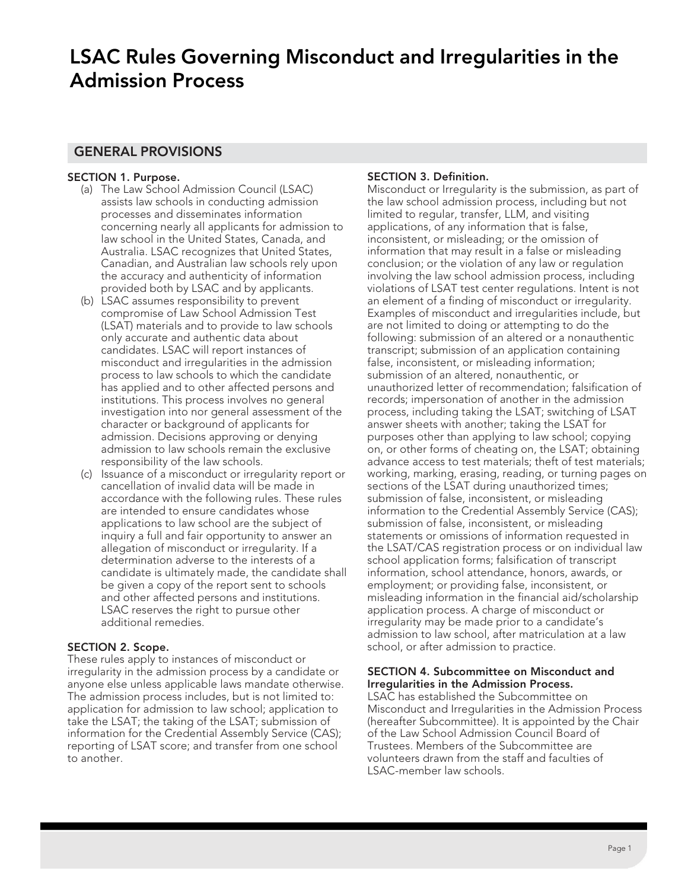# LSAC Rules Governing Misconduct and Irregularities in the Admission Process

## GENERAL PROVISIONS

### SECTION 1. Purpose.

(a) The Law School Admission Council (LSAC) assists law schools in conducting admission processes and disseminates information concerning nearly all applicants for admission to law school in the United States, Canada, and Australia. LSAC recognizes that United States, Canadian, and Australian law schools rely upon the accuracy and authenticity of information provided both by LSAC and by applicants.

(b) LSAC assumes responsibility to prevent compromise of Law School Admission Test (LSAT) materials and to provide to law schools only accurate and authentic data about candidates. LSAC will report instances of misconduct and irregularities in the admission process to law schools to which the candidate has applied and to other affected persons and institutions. This process involves no general investigation into nor general assessment of the character or background of applicants for admission. Decisions approving or denying admission to law schools remain the exclusive responsibility of the law schools.

(c) Issuance of a misconduct or irregularity report or cancellation of invalid data will be made in accordance with the following rules. These rules are intended to ensure candidates whose applications to law school are the subject of inquiry a full and fair opportunity to answer an allegation of misconduct or irregularity. If a determination adverse to the interests of a candidate is ultimately made, the candidate shall be given a copy of the report sent to schools and other affected persons and institutions. LSAC reserves the right to pursue other additional remedies.

### SECTION 2. Scope.

These rules apply to instances of misconduct or irregularity in the admission process by a candidate or anyone else unless applicable laws mandate otherwise. The admission process includes, but is not limited to: application for admission to law school; application to take the LSAT; the taking of the LSAT; submission of information for the Credential Assembly Service (CAS); reporting of LSAT score; and transfer from one school to another.

### SECTION 3. Definition.

Misconduct or Irregularity is the submission, as part of the law school admission process, including but not limited to regular, transfer, LLM, and visiting applications, of any information that is false, inconsistent, or misleading; or the omission of information that may result in a false or misleading conclusion; or the violation of any law or regulation involving the law school admission process, including violations of LSAT test center regulations. Intent is not an element of a finding of misconduct or irregularity. Examples of misconduct and irregularities include, but are not limited to doing or attempting to do the following: submission of an altered or a nonauthentic transcript; submission of an application containing false, inconsistent, or misleading information; submission of an altered, nonauthentic, or unauthorized letter of recommendation; falsification of records; impersonation of another in the admission process, including taking the LSAT; switching of LSAT answer sheets with another; taking the LSAT for purposes other than applying to law school; copying on, or other forms of cheating on, the LSAT; obtaining advance access to test materials; theft of test materials; working, marking, erasing, reading, or turning pages on sections of the LSAT during unauthorized times; submission of false, inconsistent, or misleading information to the Credential Assembly Service (CAS); submission of false, inconsistent, or misleading statements or omissions of information requested in the LSAT/CAS registration process or on individual law school application forms; falsification of transcript information, school attendance, honors, awards, or employment; or providing false, inconsistent, or misleading information in the financial aid/scholarship application process. A charge of misconduct or irregularity may be made prior to a candidate's admission to law school, after matriculation at a law school, or after admission to practice.

### SECTION 4. Subcommittee on Misconduct and Irregularities in the Admission Process.

LSAC has established the Subcommittee on Misconduct and Irregularities in the Admission Process (hereafter Subcommittee). It is appointed by the Chair of the Law School Admission Council Board of Trustees. Members of the Subcommittee are volunteers drawn from the staff and faculties of LSAC-member law schools.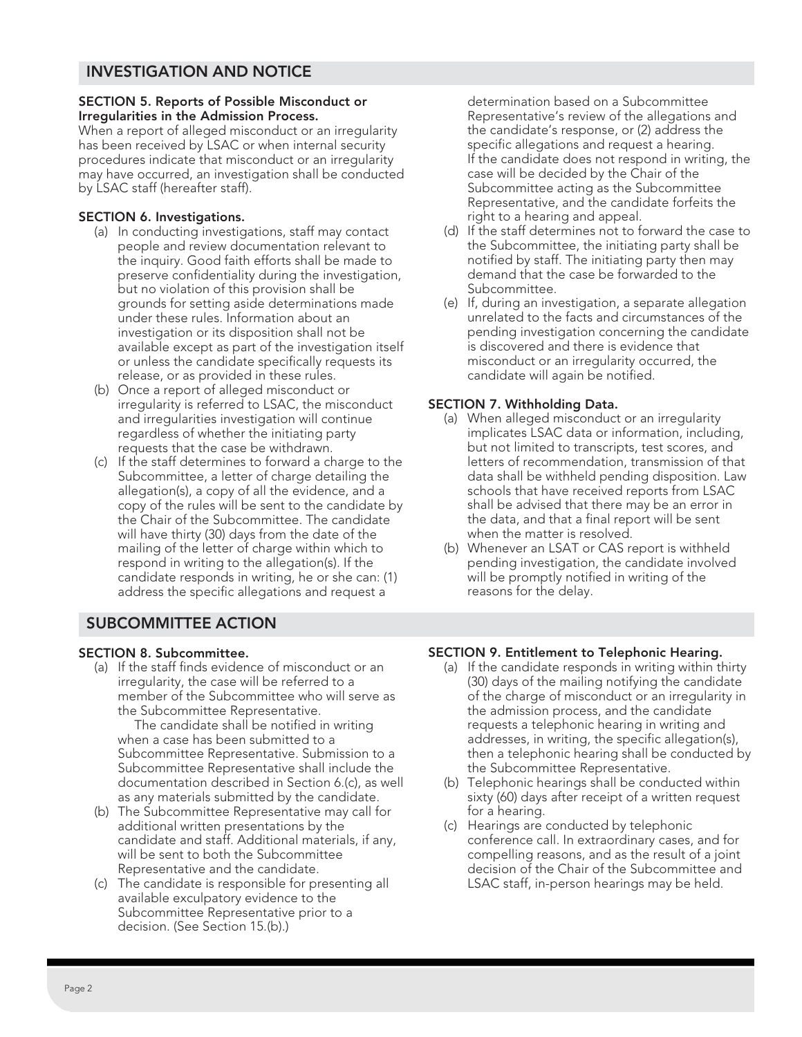## INVESTIGATION AND NOTICE

**SECTION 5. Reports of Possible Misconduct or Irregularities in the Admission Process.**

When a report of alleged misconduct or an irregularity has been received by LSAC or when internal security procedures indicate that misconduct or an irregularity may have occurred, an investigation shall be conducted by LSAC staff (hereafter staff).

**SECTION 6. Investigations.**

(a) In conducting investigations, staff may contact people and review documentation relevant to the inquiry. Good faith efforts shall be made to preserve confidentiality during the investigation, but no violation of this provision shall be grounds for setting aside determinations made under these rules. Information about an investigation or its disposition shall not be available except as part of the investigation itself or unless the candidate specifically requests its release, or as provided in these rules.

(b) Once a report of alleged misconduct or irregularity is referred to LSAC, the misconduct and irregularities investigation will continue regardless of whether the initiating party requests that the case be withdrawn.

(c) If the staff determines to forward a charge to the Subcommittee, a letter of charge detailing the allegation(s), a copy of all the evidence, and a copy of the rules will be sent to the candidate by the Chair of the Subcommittee. The candidate will have thirty (30) days from the date of the mailing of the letter of charge within which to respond in writing to the allegation(s). If the candidate responds in writing, he or she can: (1) address the specific allegations and request a determination based on a Subcommittee Representative's review of the allegations and the candidate's response, or (2) address the specific allegations and request a hearing. If the candidate does not respond in writing, the case will be decided by the Chair of the Subcommittee acting as the Subcommittee Representative, and the candidate forfeits the right to a hearing and appeal.

(d) If the staff determines not to forward the case to the Subcommittee, the initiating party shall be notified by staff. The initiating party then may demand that the case be forwarded to the Subcommittee.

(e) If, during an investigation, a separate allegation unrelated to the facts and circumstances of the pending investigation concerning the candidate is discovered and there is evidence that misconduct or an irregularity occurred, the candidate will again be notified.

**SECTION 7. Withholding Data.**

(a) When alleged misconduct or an irregularity implicates LSAC data or information, including, but not limited to transcripts, test scores, and letters of recommendation, transmission of that data shall be withheld pending disposition. Law schools that have received reports from LSAC shall be advised that there may be an error in the data, and that a final report will be sent when the matter is resolved.

(b) Whenever an LSAT or CAS report is withheld pending investigation, the candidate involved will be promptly notified in writing of the reasons for the delay.

## SUBCOMMITTEE ACTION

**SECTION 8. Subcommittee.**

(a) If the staff finds evidence of misconduct or an irregularity, the case will be referred to a member of the Subcommittee who will serve as the Subcommittee Representative.

The candidate shall be notified in writing when a case has been submitted to a Subcommittee Representative. Submission to a Subcommittee Representative shall include the documentation described in Section 6.(c), as well as any materials submitted by the candidate.

(b) The Subcommittee Representative may call for additional written presentations by the candidate and staff. Additional materials, if any, will be sent to both the Subcommittee Representative and the candidate.

(c) The candidate is responsible for presenting all available exculpatory evidence to the Subcommittee Representative prior to a decision. (See Section 15.(b).)

**SECTION 9. Entitlement to Telephonic Hearing.**

(a) If the candidate responds in writing within thirty (30) days of the mailing notifying the candidate of the charge of misconduct or an irregularity in the admission process, and the candidate requests a telephonic hearing in writing and addresses, in writing, the specific allegation(s), then a telephonic hearing shall be conducted by the Subcommittee Representative.

(b) Telephonic hearings shall be conducted within sixty (60) days after receipt of a written request for a hearing.

(c) Hearings are conducted by telephonic conference call. In extraordinary cases, and for compelling reasons, and as the result of a joint decision of the Chair of the Subcommittee and LSAC staff, in-person hearings may be held.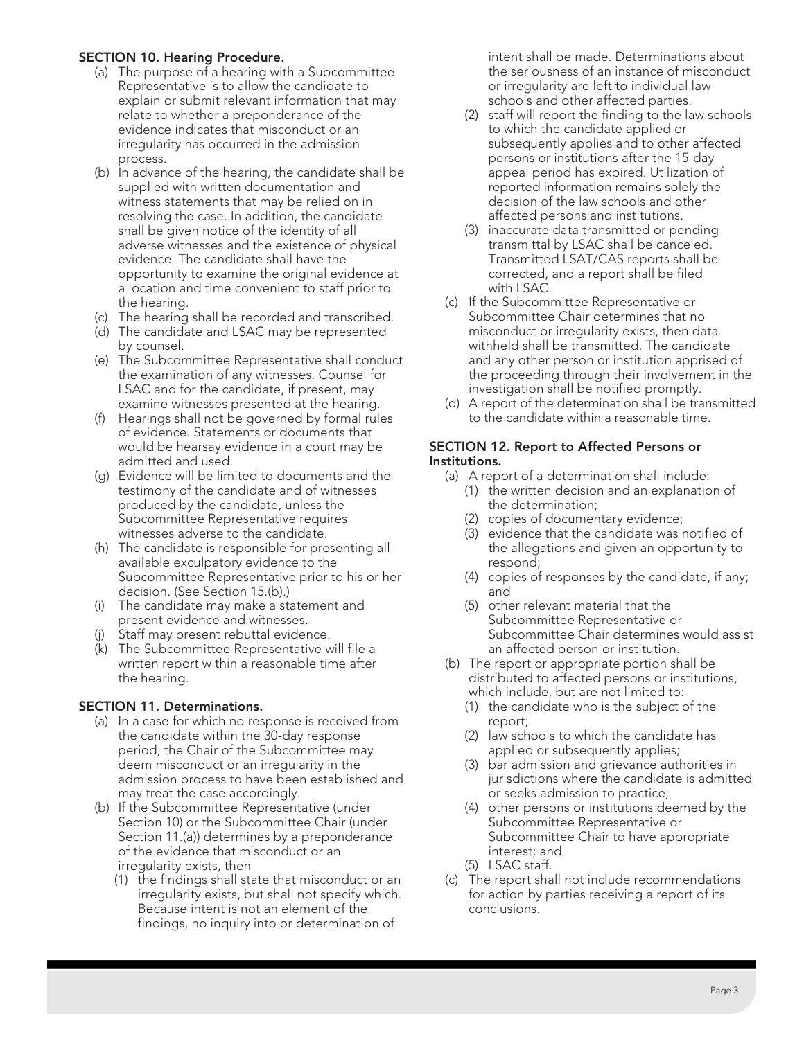### SECTION 10. Hearing Procedure.

(a) The purpose of a hearing with a Subcommittee Representative is to allow the candidate to explain or submit relevant information that may relate to whether a preponderance of the evidence indicates that misconduct or an irregularity has occurred in the admission process.

(b) In advance of the hearing, the candidate shall be supplied with written documentation and witness statements that may be relied on in resolving the case. In addition, the candidate shall be given notice of the identity of all adverse witnesses and the existence of physical evidence. The candidate shall have the opportunity to examine the original evidence at a location and time convenient to staff prior to the hearing.

(c) The hearing shall be recorded and transcribed.

(d) The candidate and LSAC may be represented by counsel.

(e) The Subcommittee Representative shall conduct the examination of any witnesses. Counsel for LSAC and for the candidate, if present, may examine witnesses presented at the hearing.

(f) Hearings shall not be governed by formal rules of evidence. Statements or documents that would be hearsay evidence in a court may be admitted and used.

(g) Evidence will be limited to documents and the testimony of the candidate and of witnesses produced by the candidate, unless the Subcommittee Representative requires witnesses adverse to the candidate.

(h) The candidate is responsible for presenting all available exculpatory evidence to the Subcommittee Representative prior to his or her decision. (See Section 15.(b).)

(i) The candidate may make a statement and present evidence and witnesses.

(j) Staff may present rebuttal evidence.

(k) The Subcommittee Representative will file a written report within a reasonable time after the hearing.

### SECTION 11. Determinations.

(a) In a case for which no response is received from the candidate within the 30-day response period, the Chair of the Subcommittee may deem misconduct or an irregularity in the admission process to have been established and may treat the case accordingly.

(b) If the Subcommittee Representative (under Section 10) or the Subcommittee Chair (under Section 11.(a)) determines by a preponderance of the evidence that misconduct or an irregularity exists, then

   (1) the findings shall state that misconduct or an irregularity exists, but shall not specify which. Because intent is not an element of the findings, no inquiry into or determination of intent shall be made. Determinations about the seriousness of an instance of misconduct or irregularity are left to individual law schools and other affected parties.

   (2) staff will report the finding to the law schools to which the candidate applied or subsequently applies and to other affected persons or institutions after the 15-day appeal period has expired. Utilization of reported information remains solely the decision of the law schools and other affected persons and institutions.

   (3) inaccurate data transmitted or pending transmittal by LSAC shall be canceled. Transmitted LSAT/CAS reports shall be corrected, and a report shall be filed with LSAC.

(c) If the Subcommittee Representative or Subcommittee Chair determines that no misconduct or irregularity exists, then data withheld shall be transmitted. The candidate and any other person or institution apprised of the proceeding through their involvement in the investigation shall be notified promptly.

(d) A report of the determination shall be transmitted to the candidate within a reasonable time.

### SECTION 12. Report to Affected Persons or Institutions.

(a) A report of a determination shall include:

   (1) the written decision and an explanation of the determination;

   (2) copies of documentary evidence;

   (3) evidence that the candidate was notified of the allegations and given an opportunity to respond;

   (4) copies of responses by the candidate, if any; and

   (5) other relevant material that the Subcommittee Representative or Subcommittee Chair determines would assist an affected person or institution.

(b) The report or appropriate portion shall be distributed to affected persons or institutions, which include, but are not limited to:

   (1) the candidate who is the subject of the report;

   (2) law schools to which the candidate has applied or subsequently applies;

   (3) bar admission and grievance authorities in jurisdictions where the candidate is admitted or seeks admission to practice;

   (4) other persons or institutions deemed by the Subcommittee Representative or Subcommittee Chair to have appropriate interest; and

   (5) LSAC staff.

(c) The report shall not include recommendations for action by parties receiving a report of its conclusions.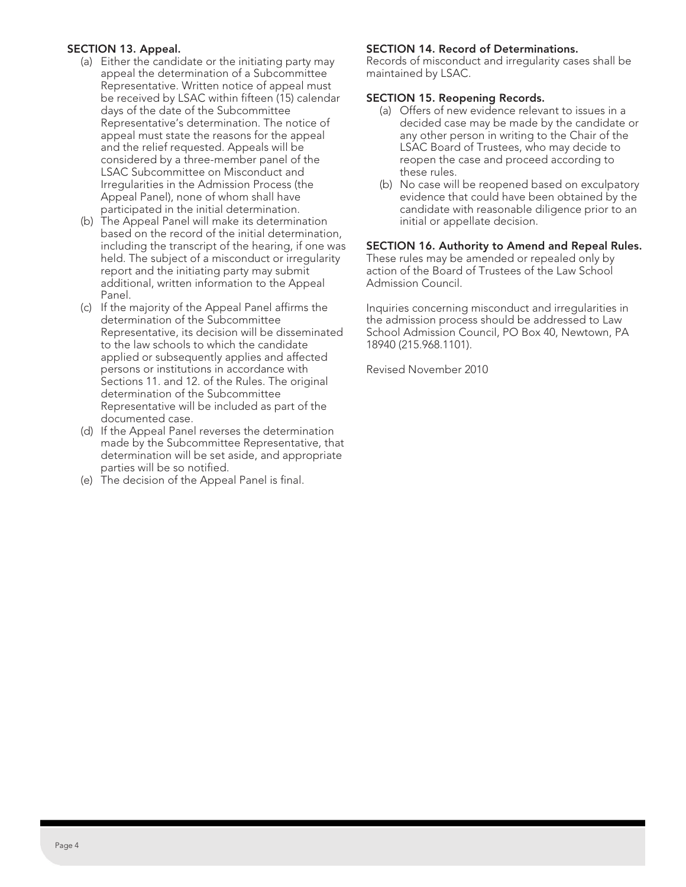**SECTION 13. Appeal.**

(a) Either the candidate or the initiating party may appeal the determination of a Subcommittee Representative. Written notice of appeal must be received by LSAC within fifteen (15) calendar days of the date of the Subcommittee Representative's determination. The notice of appeal must state the reasons for the appeal and the relief requested. Appeals will be considered by a three-member panel of the LSAC Subcommittee on Misconduct and Irregularities in the Admission Process (the Appeal Panel), none of whom shall have participated in the initial determination.

(b) The Appeal Panel will make its determination based on the record of the initial determination, including the transcript of the hearing, if one was held. The subject of a misconduct or irregularity report and the initiating party may submit additional, written information to the Appeal Panel.

(c) If the majority of the Appeal Panel affirms the determination of the Subcommittee Representative, its decision will be disseminated to the law schools to which the candidate applied or subsequently applies and affected persons or institutions in accordance with Sections 11. and 12. of the Rules. The original determination of the Subcommittee Representative will be included as part of the documented case.

(d) If the Appeal Panel reverses the determination made by the Subcommittee Representative, that determination will be set aside, and appropriate parties will be so notified.

(e) The decision of the Appeal Panel is final.

**SECTION 14. Record of Determinations.**

Records of misconduct and irregularity cases shall be maintained by LSAC.

**SECTION 15. Reopening Records.**

(a) Offers of new evidence relevant to issues in a decided case may be made by the candidate or any other person in writing to the Chair of the LSAC Board of Trustees, who may decide to reopen the case and proceed according to these rules.

(b) No case will be reopened based on exculpatory evidence that could have been obtained by the candidate with reasonable diligence prior to an initial or appellate decision.

**SECTION 16. Authority to Amend and Repeal Rules.**

These rules may be amended or repealed only by action of the Board of Trustees of the Law School Admission Council.

Inquiries concerning misconduct and irregularities in the admission process should be addressed to Law School Admission Council, PO Box 40, Newtown, PA 18940 (215.968.1101).

Revised November 2010